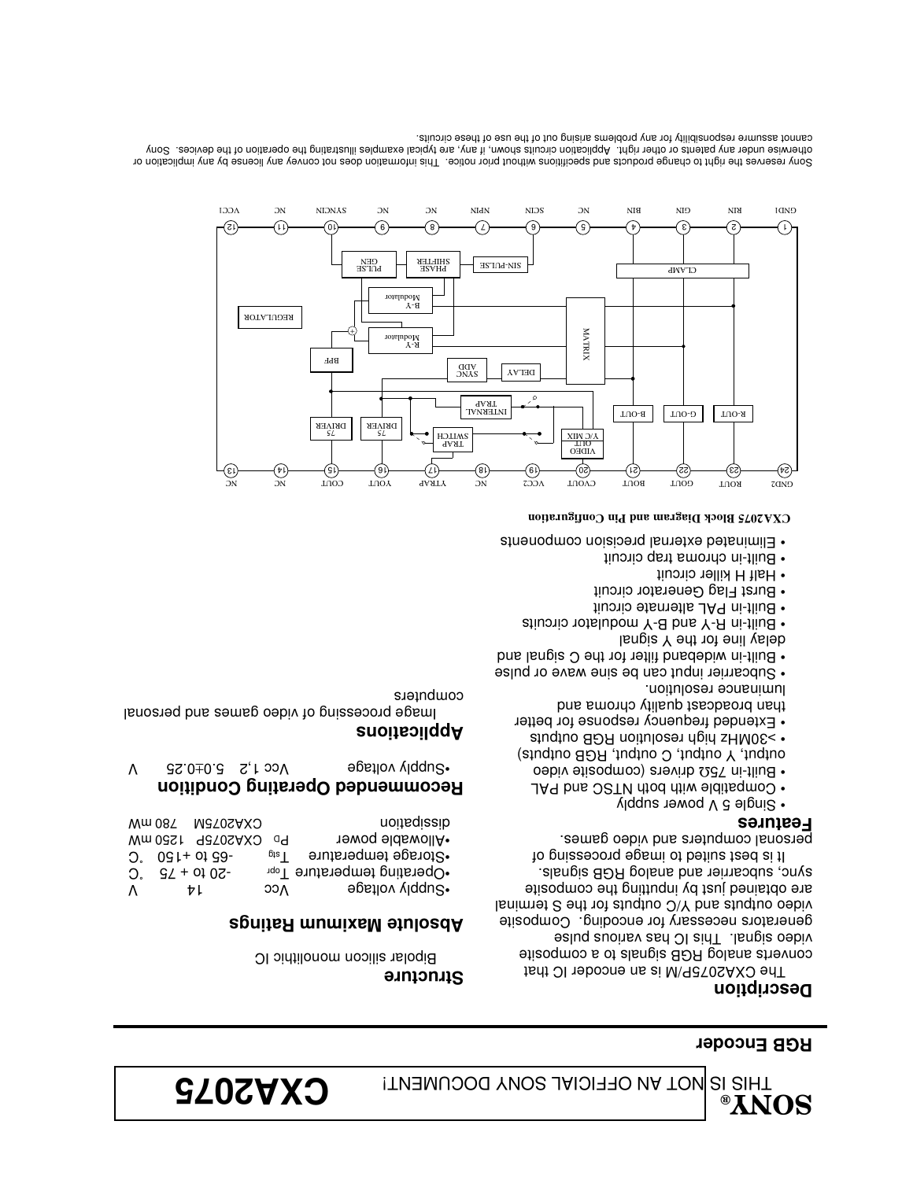SONY® THIS IS NOT AN OFFICIAL SONY DOCUMENT!

# CXA2075

## RGB Encoder

### Description

The CXA2075P/M is an encoder IC that converts analog RGB signals to a composite video signal. This IC has various pulse generators necessary for encoding. Composite video outputs and Y/C outputs for the S terminal are obtained just by inputting the composite sync, subcarrier and analog RGB signals.

It is best suited to image processing of personal computers and video games.

### Features

- Single 5 V power supply
- Compatible with both NTSC and PAL
- Built-in 75Ω drivers (composite video output, Y output, C output, RGB outputs)
- >30MHz high resolution RGB outputs
- Extended frequency response for better than broadcast quality chroma and luminance resolution.
- Subcarrier input can be sine wave or pulse
- Built-in wideband filter for the C signal and delay line for the Y signal
- Built-in R-Y and B-Y modulator circuits
- Built-in PAL alternate circuit
- Burst Flag Generator circuit
- Half H killer circuit
- Built-in chroma trap circuit
- Eliminated external precision components

### Structure

Bipolar silicon monolithic IC

### Absolute Maximum Ratings

| | | | |
|---|---|---|---|
| •Supply voltage | Vcc | 14 | V |
| •Operating temperature | $T_{opr}$ | -20 to + 75 | °C |
| •Storage temperature | $T_{stg}$ | -65 to +150 | °C |
| •Allowable power dissipation | $P_D$ CXA2075P | 1250 | mW |
| | CXA2075M | 780 | mW |

### Recommended Operating Condition

•Supply voltage Vcc 1, 2 5.0±0.25 V

### Applications

Image processing of video games and personal computers

**CXA2075 Block Diagram and Pin Configuration**

Pins: 1 GND1, 2 RIN, 3 GIN, 4 BIN, 5 NC, 6 SCIN, 7 NPIN, 8 NC, 9 NC, 10 SYNCIN, 11 NC, 12 VCC1, 13 NC, 14 NC, 15 COUT, 16 YOUT, 17 YTRAP, 18 NC, 19 VCC2, 20 CVOUT, 21 BOUT, 22 GOUT, 23 ROUT, 24 GND2

Blocks: CLAMP, MATRIX, R-OUT, G-OUT, B-OUT, VIDEO OUT Y/C MIX, TRAP SWITCH, INTERNAL TRAP, DELAY, SYNC ADD, 75 DRIVER, 75 DRIVER, BPF, R-Y Modulator, B-Y Modulator, REGULATOR, SIN-PULSE, PHASE SHIFTER, PULSE GEN

Sony reserves the right to change products and specifitions without prior notice. This information does not convey any license by any implication or otherwise under any patents or other right. Application circuits shown, if any, are typical examples illustrating the operation of the devices. Sony cannot assume responsibility for any problems arising out of the use of these circuits.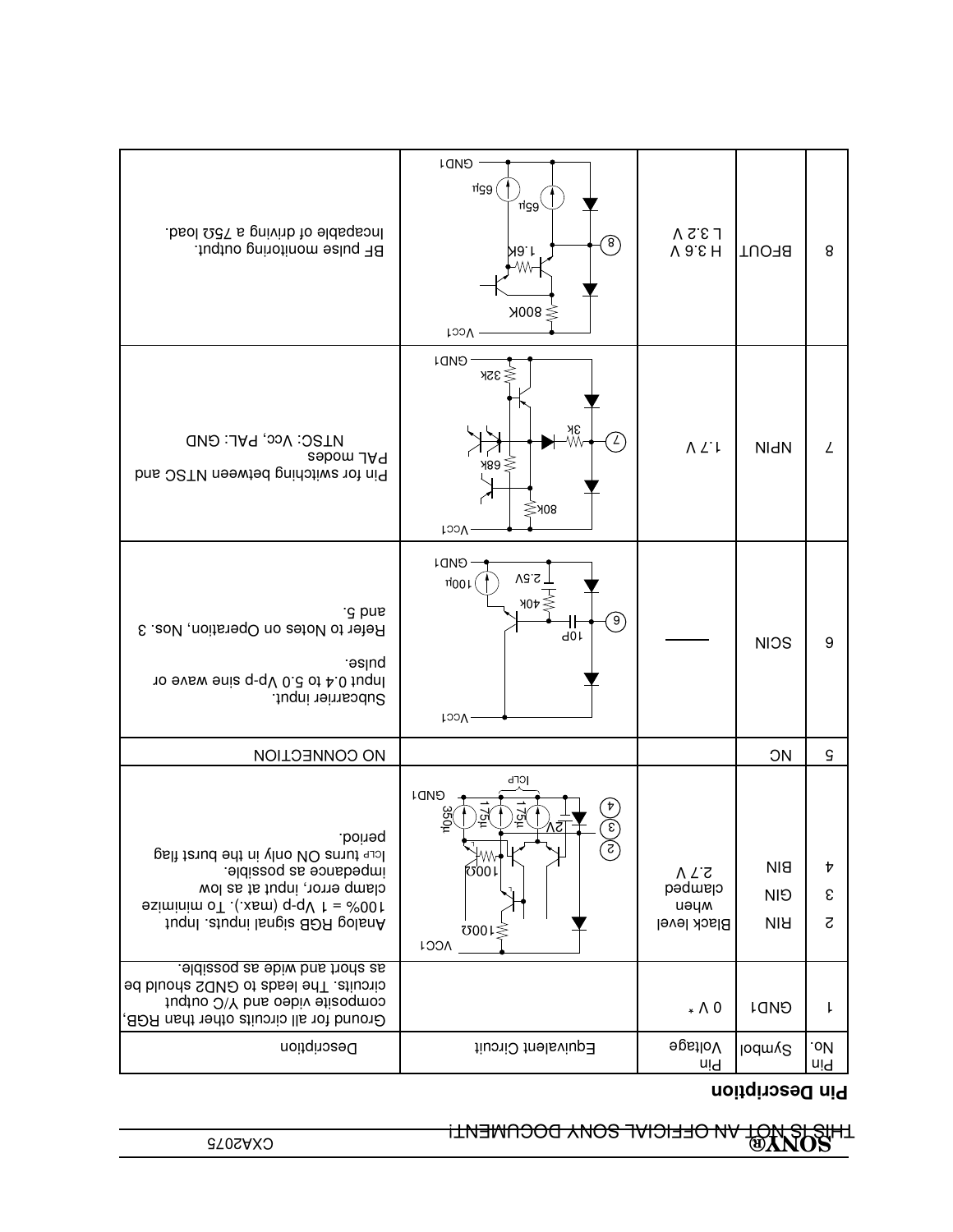## Pin Description

| Pin No. | Symbol | Pin Voltage | Equivalent Circuit | Description |
|---|---|---|---|---|
| 1 | GND1 | 0 V * | | Ground for all circuits other than RGB, composite video and Y/C output circuits. The leads to GND2 should be as short and wide as possible. |
| 2<br>3<br>4 | RIN<br>GIN<br>BIN | Black level when clamped 2.7 V | | Analog RGB signal inputs. Input 100% = 1 Vp-p (max.). To minimize clamp error, input at as low impedance as possible.<br>ICLP turns ON only in the burst flag period. |
| 5 | NC | | | NO CONNECTION |
| 6 | SCIN | — | | Subcarrier input.<br>Input 0.4 to 5.0 Vp-p sine wave or pulse.<br>Refer to Notes on Operation, Nos. 3 and 5. |
| 7 | NPIN | 1.7 V | | Pin for switching between NTSC and PAL modes<br>NTSC: Vcc, PAL: GND |
| 8 | BFOUT | H 3.6 V<br>L 3.2 V | | BF pulse monitoring output.<br>Incapable of driving a 75Ω load. |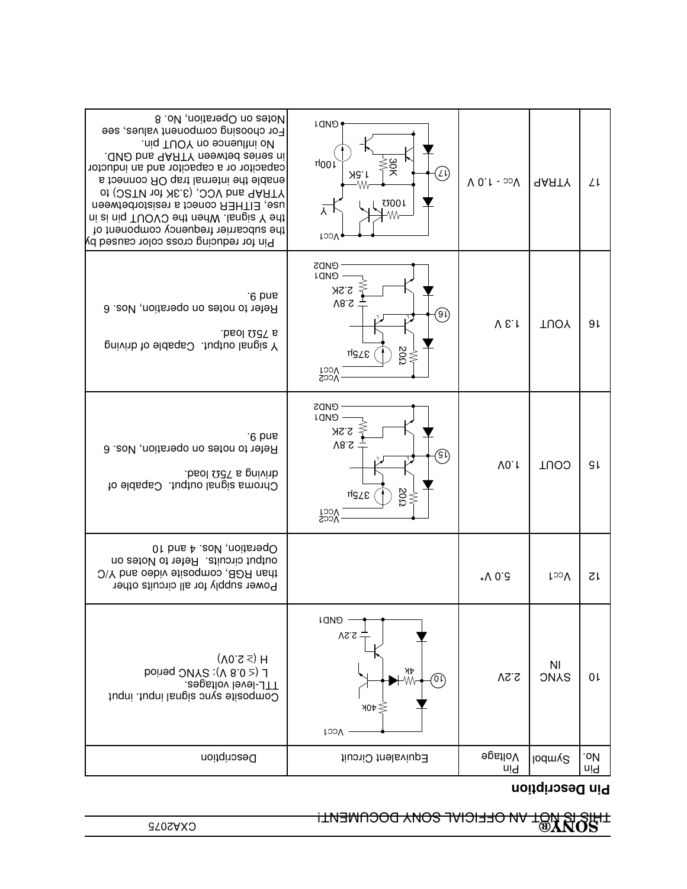THIS IS NOT AN OFFICIAL SONY DOCUMENT!

## Pin Description

| Pin No. | Symbol | Pin Voltage | Equivalent Circuit | Description |
|---|---|---|---|---|
| 10 | SYNC IN | 2.2V | | Composite sync signal input. input TTL-level voltages. L (≤ 0.8 V): SYNC period H (≥ 2.0V) |
| 12 | $V_{CC}1$ | 5.0 V* | | Power supply for all circuits other than RGB, composite video and Y/C output circuits. Refer to Notes on Operation, Nos. 4 and 10 |
| 15 | COUT | 1.0V | | Chroma signal output. Capable of driving a 75Ω load. Refer to notes on operation, Nos. 6 and 9. |
| 16 | YOUT | 1.3 V | | Y signal output. Capable of driving a 75Ω load. Refer to notes on operation, Nos. 6 and 9. |
| 17 | YTRAP | $V_{CC}$ - 1.0 V | | Pin for reducing cross color caused by the subcarrier frequency component of the Y signal. When the CVOUT pin is in use, EITHER conect a resistorbetween YTRAP and VCC, (3.3K for NTSC) to enable the internal trap OR connect a capacitor or a capacitor and an inductor in series between YTRAP and GND. No influence on YOUT pin. For choosing component values, see Notes on Operation, No. 8 |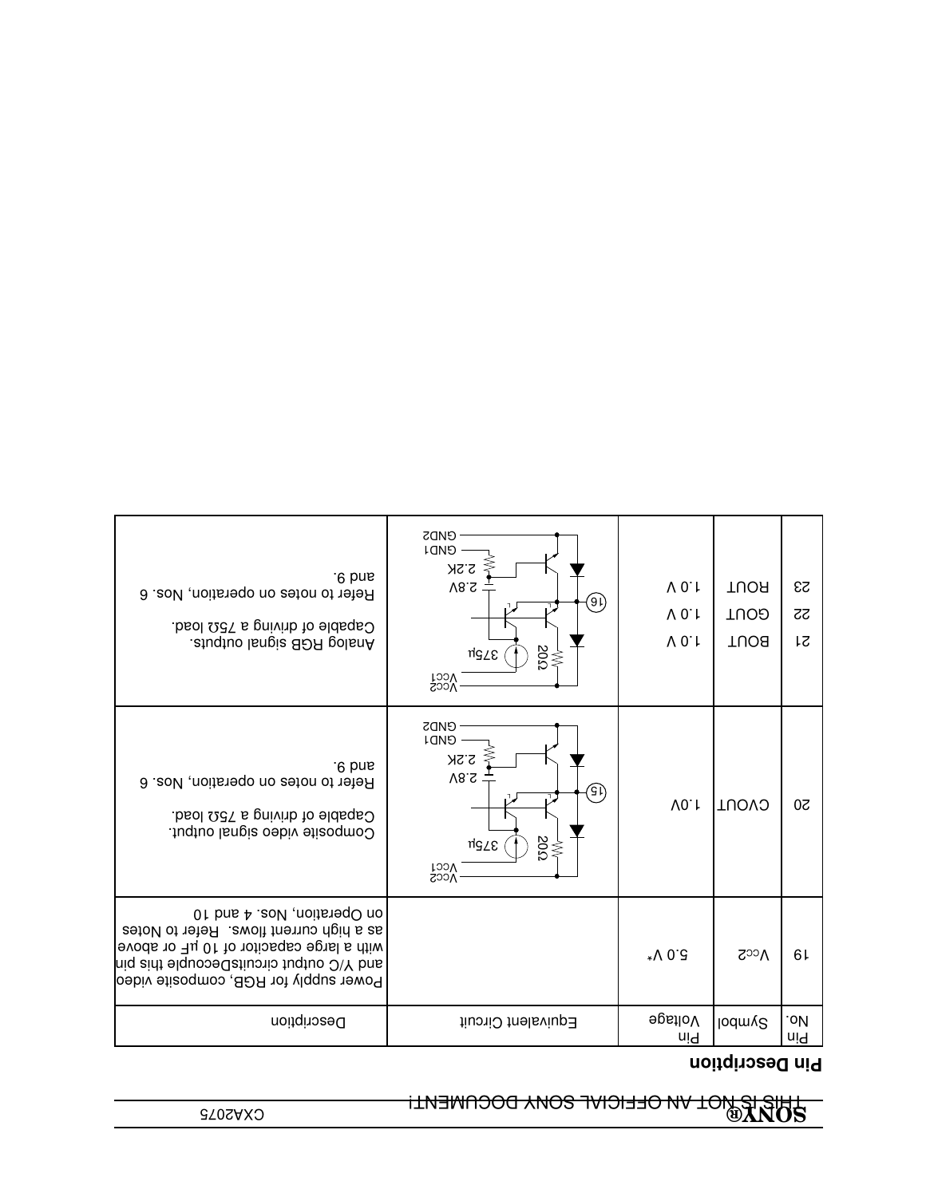## Pin Description

| Pin No. | Symbol | Pin Voltage | Equivalent Circuit | Description |
|---|---|---|---|---|
| 19 | $V_{CC}2$ | 5.0 V* | | Power supply for RGB, composite video and Y/C output circuitsDecouple this pin with a large capacitor of 10 µF or above as a high current flows. Refer to Notes on Operation, Nos. 4 and 10 |
| 20 | CVOUT | 1.0V | | Composite video signal output. Capable of driving a 75Ω load. Refer to notes on operation, Nos. 6 and 9. |
| 21<br>22<br>23 | BOUT<br>GOUT<br>ROUT | 1.0 V<br>1.0 V<br>1.0 V | | Analog RGB signal outputs. Capable of driving a 75Ω load. Refer to notes on operation, Nos. 6 and 9. |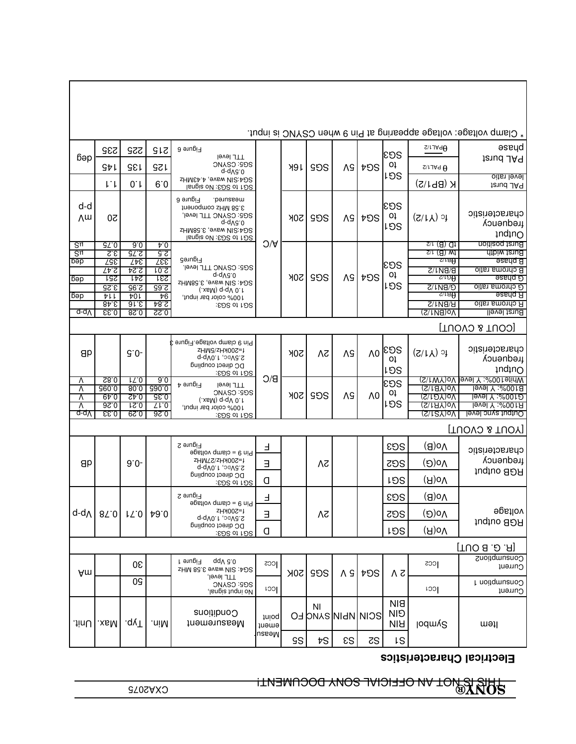## Electrical Characteristics

| Item | Symbol | S1 RIN GIN BIN | S2 SCIN | S3 NPIN | S4 SYNC IN | S5 FO | Measurement point | Measurement Conditions | Min. | Typ. | Max. | Unit. |
|---|---|---|---|---|---|---|---|---|---|---|---|---|
| Current Consumption 1 | ICC1 | 2 V | SG4 | 5 V | SG5 | 20K | ICC1 | No input signal, SG5: CSYNC TTL level, SG4: SIN wave 3.58 MHz 0.5 Vpp Figure 1 | | 50 | | mA |
| Current Consumption 2 | ICC2 | | | | | | ICC2 | | | 30 | | |
| [R. G. B OUT] | | | | | | | | | | | | |
| RGB output voltage | Vo(R) | SG1 | | | 2V | | D | SG1 to SG3: DC direct coupling 2.5VDC, 1.0Vp-p f=200kHz Pin 9 = clamp voltage Figure 2 | 0.64 | 0.71 | 0.78 | Vp-p |
| | Vo(G) | SG2 | | | | | E | | | | | |
| | Vo(B) | SG3 | | | | | F | | | | | |
| RGB output frequency characteristic | Vo(R) | SG1 | | | 2V | | D | SG1 to SG3: DC direct coupling 2.5VDC, 1.0Vp-p f=200kHz/27MHz Pin 9 = clamp voltage Figure 2 | | -0.6 | | dB |
| | Vo(G) | SG2 | | | | | E | | | | | |
| | Vo(B) | SG3 | | | | | F | | | | | |
| [YOUT & CVOUT] | | | | | | | | | | | | |
| Output sync level | Vo(YS1/2) | SG1 to SG3 | 0V | 5V | SG5 | 20K | B/C | SG1 to SG3: 100% color bar input, 1.0 Vp-p (Max.) SG5: CSYNC TTL level Figure 4 | 0.26 | 0.29 | 0.33 | Vp-p |
| R100%: Y level | Vo(YR1/2) | | | | | | | | 0.17 | 0.21 | 0.26 | V |
| G100%: Y level | Vo(YG1/2) | | | | | | | | 0.35 | 0.42 | 0.49 | V |
| B100%: Y level | Vo(YB1/2) | | | | | | | | 0.065 | 0.08 | 0.095 | V |
| White100%: Y level | Vo(YW1/2) | | | | | | | | 0.6 | 0.71 | 0.82 | V |
| Output frequency characteristic | fc (Y1/2) | SG1 to SG3 | 0V | 5V | 2V | 20K | | SG1 to SG3: DC direct coupling 2.5VDC, 1.0Vp-p f=200kHz/5MHz Pin 9 clamp voltage. Figure 3 | | -0.5 | | dB |
| [COUT & CVOUT] | | | | | | | | | | | | |
| Burst level | Vo(BN1/2) | SG1 to SG3 | SG4 | 5V | SG5 | 20K | A/C | SG1 to SG3: 100% color bar input, 1.0 Vp-p (Max.) SG4: SIN wave, 3.58MHz 0.5Vp-p SG5: CSYNC TTL level. Figure5 | 0.22 | 0.28 | 0.33 | Vp-p |
| R chroma ratio | R/BN1/2 | | | | | | | | 2.84 | 3.16 | 3.48 | |
| R phase | θR1/2 | | | | | | | | 94 | 104 | 114 | deg |
| G chroma ratio | G/BN1/2 | | | | | | | | 2.65 | 2.95 | 3.25 | |
| G phase | θG1/2 | | | | | | | | 231 | 241 | 251 | deg |
| B chroma ratio | B/BN1/2 | | | | | | | | 2.01 | 2.24 | 2.47 | |
| B phase | θB1/2 | | | | | | | | 337 | 347 | 357 | deg |
| Burst width | tw (B) 1/2 | | | | | | | | 2.5 | 2.75 | 3.2 | μs |
| Burst position | tD (B) 1/2 | | | | | | | | 0.4 | 0.6 | 0.75 | μs |
| Output frequency characteristic | fc (Y1/2) | SG1 to SG3 | SG4 | 5V | SG5 | 20K | | SG1 to SG3: No signal SG4: SIN wave, 3.58MHz 0.5Vp-p SG5: CSYNC TTL level, 3.58 MHz component measured. Figure 6 | | | 20 | mV p-p |
| PAL burst level ratio | K (BP1/2) | SG1 to SG3 | SG4 | 5V | SG5 | 16k | | SG1 to SG3: No signal SG4: SIN wave, 4.43MHz 0.5Vp-p SG5: CSYNC TTL level Figure 6 | 0.9 | 1.0 | 1.1 | |
| PAL burst phase | θ PAL1/2 | | | | | | | | 125 | 135 | 145 | deg |
| | $\overline{\theta}$ PAL1/2 | | | | | | | | 215 | 225 | 235 | |

* Clamp voltage: voltage appearing at Pin 9 when CSYNC is input.